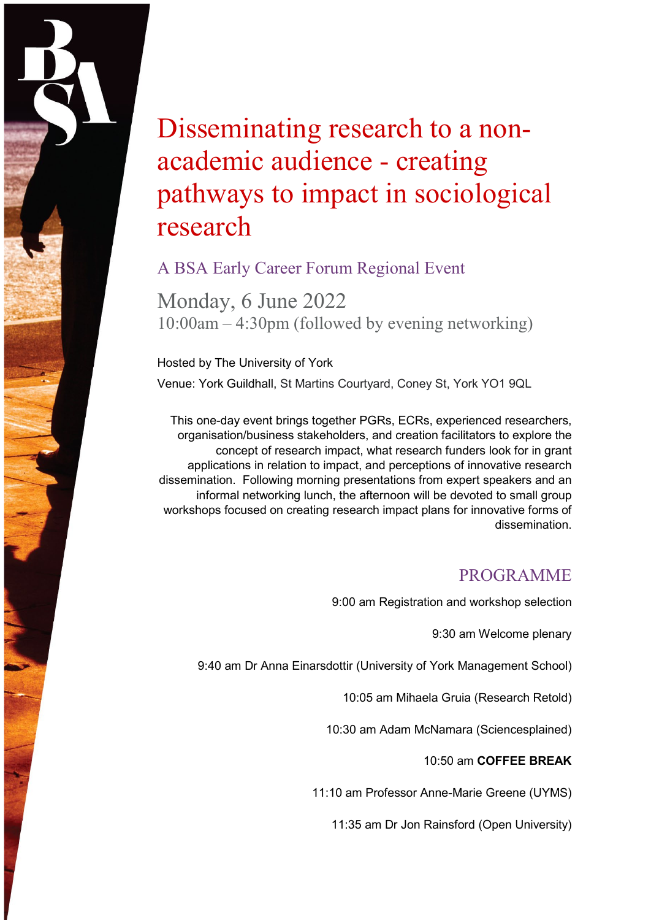# Disseminating research to a non-academic audience - creating pathways to impact in sociological research

## A BSA Early Career Forum Regional Event

Monday, 6 June 2022

10:00am – 4:30pm (followed by evening networking)

Hosted by The University of York

Venue: York Guildhall, St Martins Courtyard, Coney St, York YO1 9QL

This one-day event brings together PGRs, ECRs, experienced researchers, organisation/business stakeholders, and creation facilitators to explore the concept of research impact, what research funders look for in grant applications in relation to impact, and perceptions of innovative research dissemination. Following morning presentations from expert speakers and an informal networking lunch, the afternoon will be devoted to small group workshops focused on creating research impact plans for innovative forms of dissemination.

## PROGRAMME

9:00 am Registration and workshop selection

9:30 am Welcome plenary

9:40 am Dr Anna Einarsdottir (University of York Management School)

10:05 am Mihaela Gruia (Research Retold)

10:30 am Adam McNamara (Sciencesplained)

10:50 am **COFFEE BREAK**

11:10 am Professor Anne-Marie Greene (UYMS)

11:35 am Dr Jon Rainsford (Open University)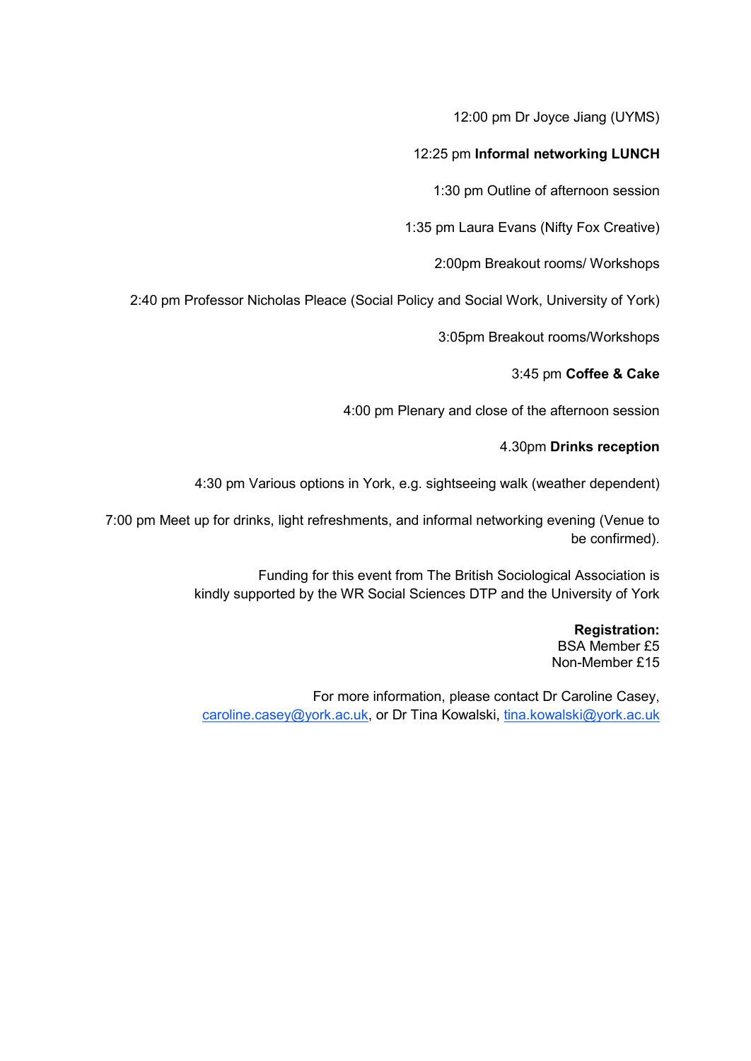12:00 pm Dr Joyce Jiang (UYMS)

12:25 pm **Informal networking LUNCH**

1:30 pm Outline of afternoon session

1:35 pm Laura Evans (Nifty Fox Creative)

2:00pm Breakout rooms/ Workshops

2:40 pm Professor Nicholas Pleace (Social Policy and Social Work, University of York)

3:05pm Breakout rooms/Workshops

3:45 pm **Coffee & Cake**

4:00 pm Plenary and close of the afternoon session

4.30pm **Drinks reception**

4:30 pm Various options in York, e.g. sightseeing walk (weather dependent)

7:00 pm Meet up for drinks, light refreshments, and informal networking evening (Venue to be confirmed).

Funding for this event from The British Sociological Association is kindly supported by the WR Social Sciences DTP and the University of York

**Registration:**
BSA Member £5
Non-Member £15

For more information, please contact Dr Caroline Casey, caroline.casey@york.ac.uk, or Dr Tina Kowalski, tina.kowalski@york.ac.uk